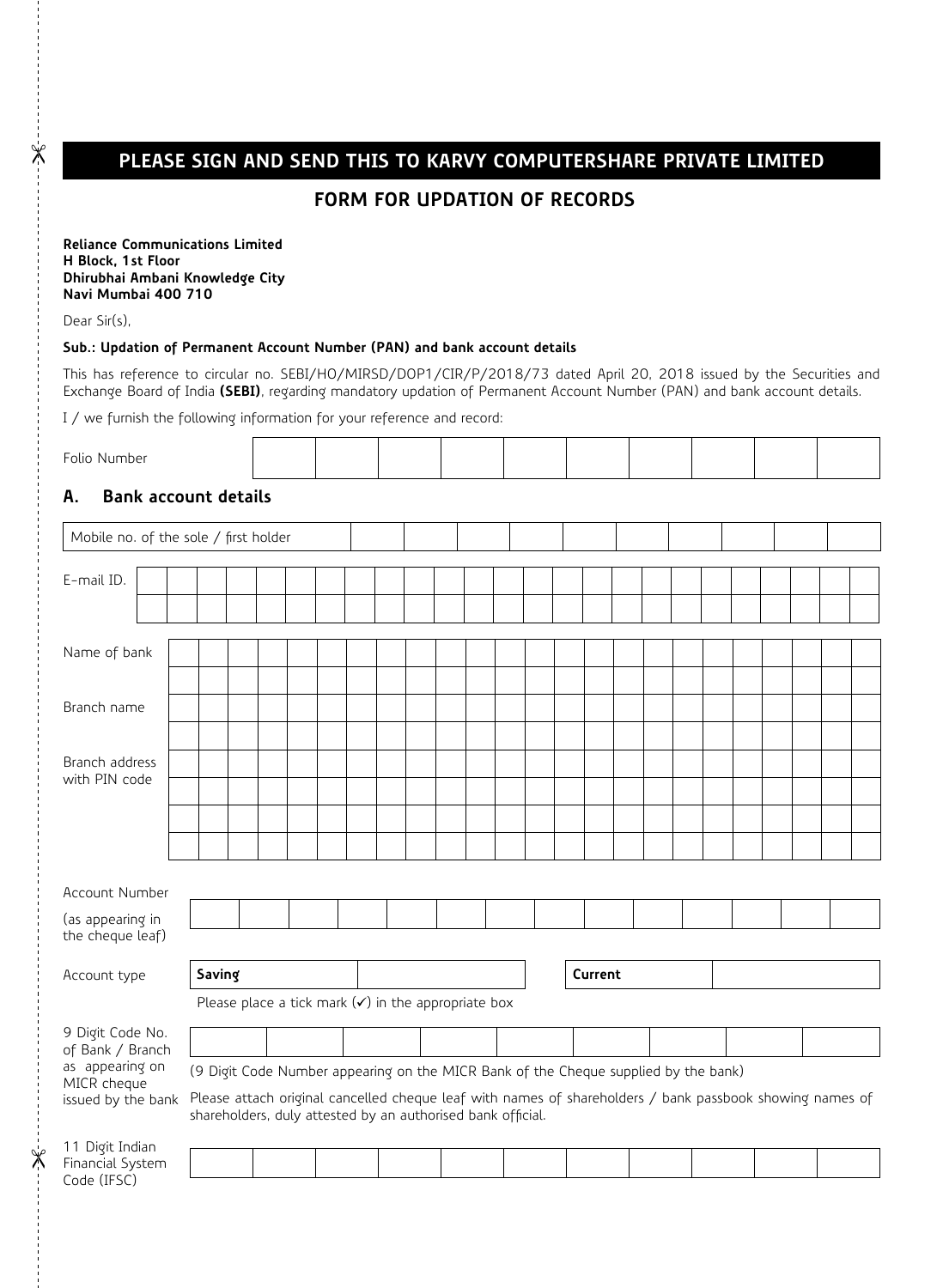# PLEASE SIGN AND SEND THIS TO KARVY COMPUTERSHARE PRIVATE LIMITED

## FORM FOR UPDATION OF RECORDS

**Reliance Communications Limited**
**H Block, 1st Floor**
**Dhirubhai Ambani Knowledge City**
**Navi Mumbai 400 710**

Dear Sir(s),

**Sub.: Updation of Permanent Account Number (PAN) and bank account details**

This has reference to circular no. SEBI/HO/MIRSD/DOP1/CIR/P/2018/73 dated April 20, 2018 issued by the Securities and Exchange Board of India **(SEBI)**, regarding mandatory updation of Permanent Account Number (PAN) and bank account details.

I / we furnish the following information for your reference and record:

Folio Number

### A. Bank account details

Mobile no. of the sole / first holder

E-mail ID.

Name of bank

Branch name

Branch address with PIN code

Account Number (as appearing in the cheque leaf)

| Account type | Saving | | Current | |
|---|---|---|---|---|

Please place a tick mark (✓) in the appropriate box

9 Digit Code No. of Bank / Branch as appearing on MICR cheque issued by the bank

(9 Digit Code Number appearing on the MICR Bank of the Cheque supplied by the bank)

Please attach original cancelled cheque leaf with names of shareholders / bank passbook showing names of shareholders, duly attested by an authorised bank official.

11 Digit Indian Financial System Code (IFSC)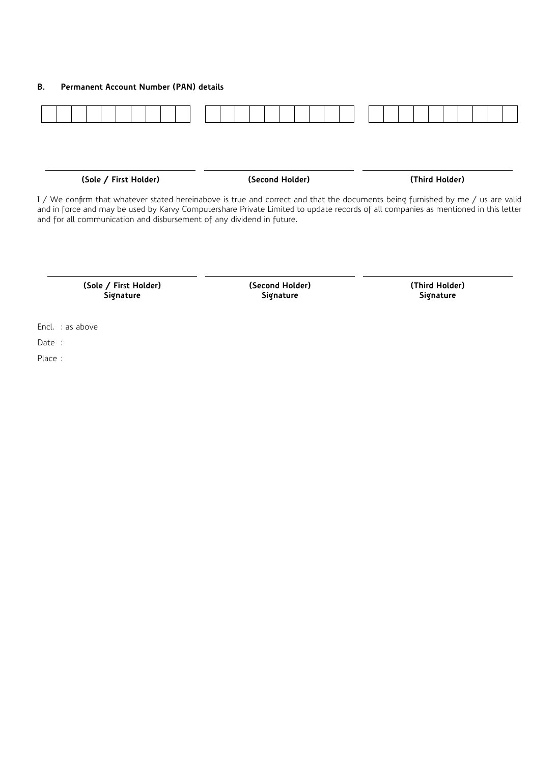**B. Permanent Account Number (PAN) details**

| | | |
|---|---|---|
| | | |
| **(Sole / First Holder)** | **(Second Holder)** | **(Third Holder)** |

I / We confirm that whatever stated hereinabove is true and correct and that the documents being furnished by me / us are valid and in force and may be used by Karvy Computershare Private Limited to update records of all companies as mentioned in this letter and for all communication and disbursement of any dividend in future.

| | | |
|---|---|---|
| | | |
| **(Sole / First Holder) Signature** | **(Second Holder) Signature** | **(Third Holder) Signature** |

Encl. : as above

Date :

Place :